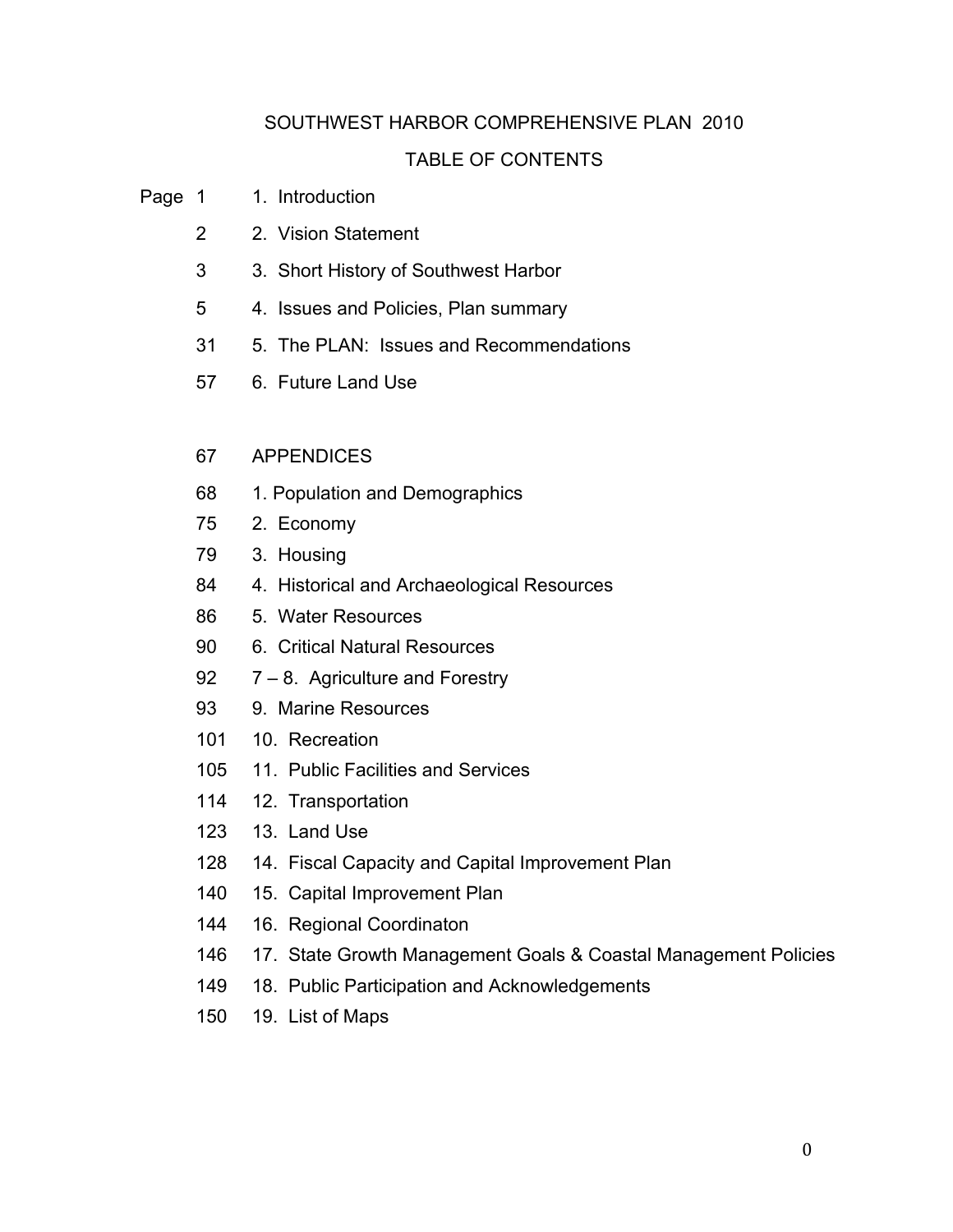# SOUTHWEST HARBOR COMPREHENSIVE PLAN 2010

## TABLE OF CONTENTS

| Page | |
|---|---|
| 1 | 1. Introduction |
| 2 | 2. Vision Statement |
| 3 | 3. Short History of Southwest Harbor |
| 5 | 4. Issues and Policies, Plan summary |
| 31 | 5. The PLAN: Issues and Recommendations |
| 57 | 6. Future Land Use |
| | |
| 67 | APPENDICES |
| 68 | 1. Population and Demographics |
| 75 | 2. Economy |
| 79 | 3. Housing |
| 84 | 4. Historical and Archaeological Resources |
| 86 | 5. Water Resources |
| 90 | 6. Critical Natural Resources |
| 92 | 7 – 8. Agriculture and Forestry |
| 93 | 9. Marine Resources |
| 101 | 10. Recreation |
| 105 | 11. Public Facilities and Services |
| 114 | 12. Transportation |
| 123 | 13. Land Use |
| 128 | 14. Fiscal Capacity and Capital Improvement Plan |
| 140 | 15. Capital Improvement Plan |
| 144 | 16. Regional Coordinaton |
| 146 | 17. State Growth Management Goals & Coastal Management Policies |
| 149 | 18. Public Participation and Acknowledgements |
| 150 | 19. List of Maps |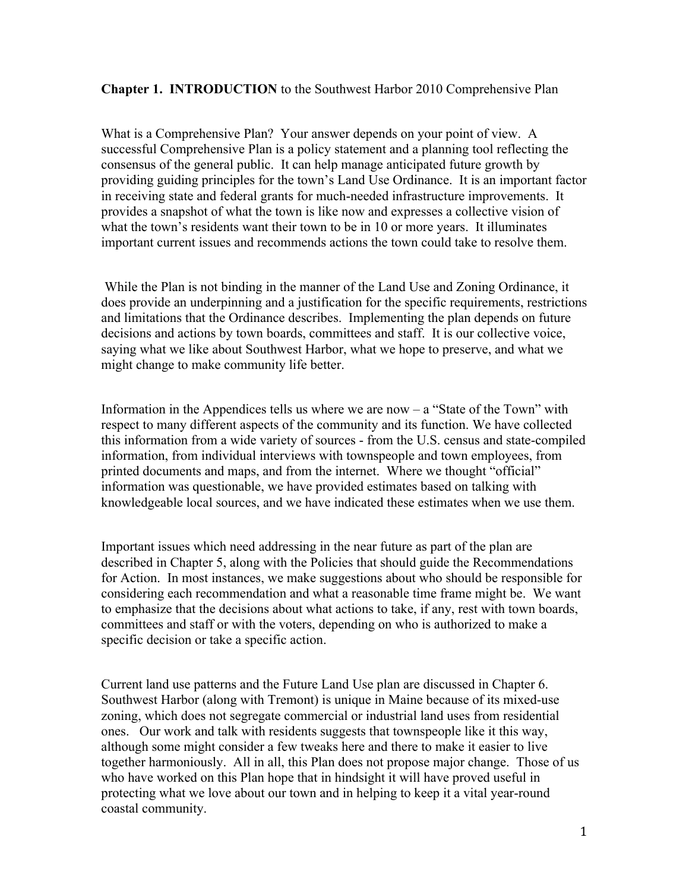**Chapter 1. INTRODUCTION** to the Southwest Harbor 2010 Comprehensive Plan

What is a Comprehensive Plan? Your answer depends on your point of view. A successful Comprehensive Plan is a policy statement and a planning tool reflecting the consensus of the general public. It can help manage anticipated future growth by providing guiding principles for the town's Land Use Ordinance. It is an important factor in receiving state and federal grants for much-needed infrastructure improvements. It provides a snapshot of what the town is like now and expresses a collective vision of what the town's residents want their town to be in 10 or more years. It illuminates important current issues and recommends actions the town could take to resolve them.

While the Plan is not binding in the manner of the Land Use and Zoning Ordinance, it does provide an underpinning and a justification for the specific requirements, restrictions and limitations that the Ordinance describes. Implementing the plan depends on future decisions and actions by town boards, committees and staff. It is our collective voice, saying what we like about Southwest Harbor, what we hope to preserve, and what we might change to make community life better.

Information in the Appendices tells us where we are now – a "State of the Town" with respect to many different aspects of the community and its function. We have collected this information from a wide variety of sources - from the U.S. census and state-compiled information, from individual interviews with townspeople and town employees, from printed documents and maps, and from the internet. Where we thought "official" information was questionable, we have provided estimates based on talking with knowledgeable local sources, and we have indicated these estimates when we use them.

Important issues which need addressing in the near future as part of the plan are described in Chapter 5, along with the Policies that should guide the Recommendations for Action. In most instances, we make suggestions about who should be responsible for considering each recommendation and what a reasonable time frame might be. We want to emphasize that the decisions about what actions to take, if any, rest with town boards, committees and staff or with the voters, depending on who is authorized to make a specific decision or take a specific action.

Current land use patterns and the Future Land Use plan are discussed in Chapter 6. Southwest Harbor (along with Tremont) is unique in Maine because of its mixed-use zoning, which does not segregate commercial or industrial land uses from residential ones. Our work and talk with residents suggests that townspeople like it this way, although some might consider a few tweaks here and there to make it easier to live together harmoniously. All in all, this Plan does not propose major change. Those of us who have worked on this Plan hope that in hindsight it will have proved useful in protecting what we love about our town and in helping to keep it a vital year-round coastal community.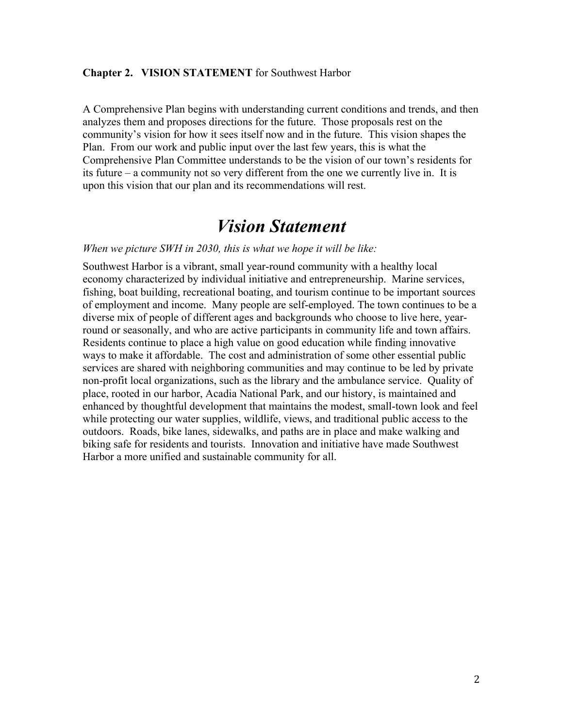**Chapter 2. VISION STATEMENT** for Southwest Harbor

A Comprehensive Plan begins with understanding current conditions and trends, and then analyzes them and proposes directions for the future. Those proposals rest on the community's vision for how it sees itself now and in the future. This vision shapes the Plan. From our work and public input over the last few years, this is what the Comprehensive Plan Committee understands to be the vision of our town's residents for its future – a community not so very different from the one we currently live in. It is upon this vision that our plan and its recommendations will rest.

# *Vision Statement*

*When we picture SWH in 2030, this is what we hope it will be like:*

Southwest Harbor is a vibrant, small year-round community with a healthy local economy characterized by individual initiative and entrepreneurship. Marine services, fishing, boat building, recreational boating, and tourism continue to be important sources of employment and income. Many people are self-employed. The town continues to be a diverse mix of people of different ages and backgrounds who choose to live here, year-round or seasonally, and who are active participants in community life and town affairs. Residents continue to place a high value on good education while finding innovative ways to make it affordable. The cost and administration of some other essential public services are shared with neighboring communities and may continue to be led by private non-profit local organizations, such as the library and the ambulance service. Quality of place, rooted in our harbor, Acadia National Park, and our history, is maintained and enhanced by thoughtful development that maintains the modest, small-town look and feel while protecting our water supplies, wildlife, views, and traditional public access to the outdoors. Roads, bike lanes, sidewalks, and paths are in place and make walking and biking safe for residents and tourists. Innovation and initiative have made Southwest Harbor a more unified and sustainable community for all.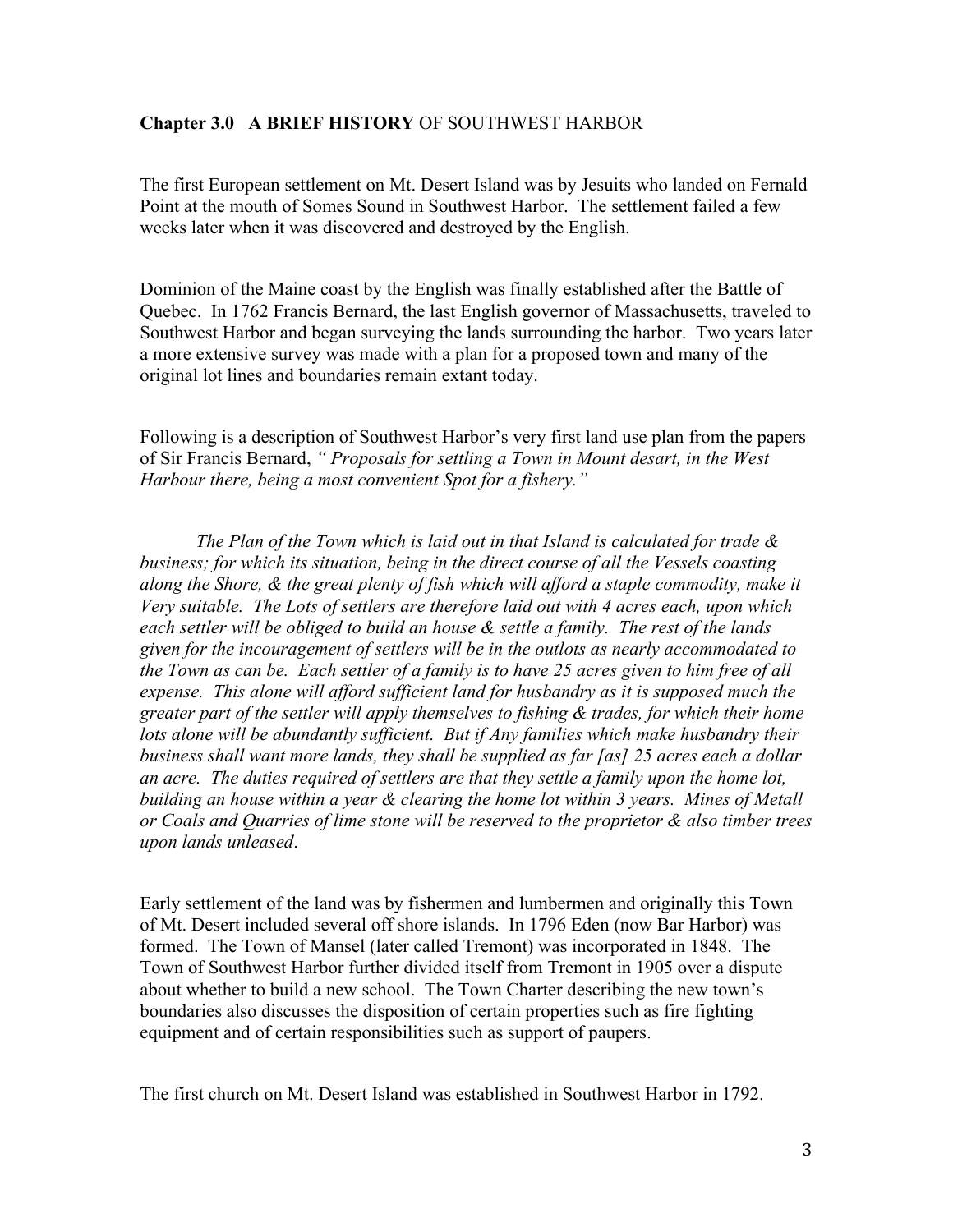## Chapter 3.0 **A BRIEF HISTORY** OF SOUTHWEST HARBOR

The first European settlement on Mt. Desert Island was by Jesuits who landed on Fernald Point at the mouth of Somes Sound in Southwest Harbor. The settlement failed a few weeks later when it was discovered and destroyed by the English.

Dominion of the Maine coast by the English was finally established after the Battle of Quebec. In 1762 Francis Bernard, the last English governor of Massachusetts, traveled to Southwest Harbor and began surveying the lands surrounding the harbor. Two years later a more extensive survey was made with a plan for a proposed town and many of the original lot lines and boundaries remain extant today.

Following is a description of Southwest Harbor's very first land use plan from the papers of Sir Francis Bernard, *" Proposals for settling a Town in Mount desart, in the West Harbour there, being a most convenient Spot for a fishery."*

*The Plan of the Town which is laid out in that Island is calculated for trade & business; for which its situation, being in the direct course of all the Vessels coasting along the Shore, & the great plenty of fish which will afford a staple commodity, make it Very suitable. The Lots of settlers are therefore laid out with 4 acres each, upon which each settler will be obliged to build an house & settle a family. The rest of the lands given for the incouragement of settlers will be in the outlots as nearly accommodated to the Town as can be. Each settler of a family is to have 25 acres given to him free of all expense. This alone will afford sufficient land for husbandry as it is supposed much the greater part of the settler will apply themselves to fishing & trades, for which their home lots alone will be abundantly sufficient. But if Any families which make husbandry their business shall want more lands, they shall be supplied as far [as] 25 acres each a dollar an acre. The duties required of settlers are that they settle a family upon the home lot, building an house within a year & clearing the home lot within 3 years. Mines of Metall or Coals and Quarries of lime stone will be reserved to the proprietor & also timber trees upon lands unleased*.

Early settlement of the land was by fishermen and lumbermen and originally this Town of Mt. Desert included several off shore islands. In 1796 Eden (now Bar Harbor) was formed. The Town of Mansel (later called Tremont) was incorporated in 1848. The Town of Southwest Harbor further divided itself from Tremont in 1905 over a dispute about whether to build a new school. The Town Charter describing the new town's boundaries also discusses the disposition of certain properties such as fire fighting equipment and of certain responsibilities such as support of paupers.

The first church on Mt. Desert Island was established in Southwest Harbor in 1792.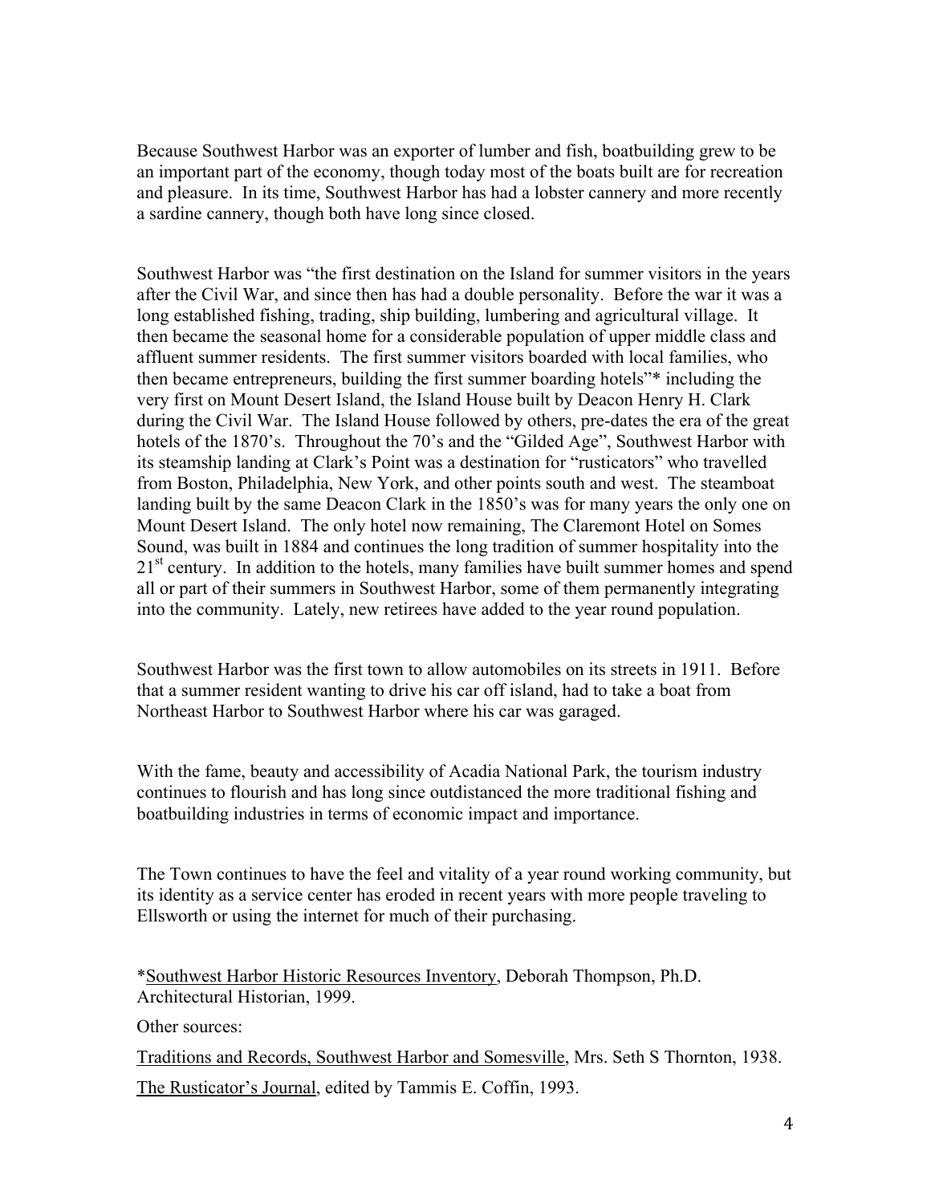Because Southwest Harbor was an exporter of lumber and fish, boatbuilding grew to be an important part of the economy, though today most of the boats built are for recreation and pleasure. In its time, Southwest Harbor has had a lobster cannery and more recently a sardine cannery, though both have long since closed.

Southwest Harbor was "the first destination on the Island for summer visitors in the years after the Civil War, and since then has had a double personality. Before the war it was a long established fishing, trading, ship building, lumbering and agricultural village. It then became the seasonal home for a considerable population of upper middle class and affluent summer residents. The first summer visitors boarded with local families, who then became entrepreneurs, building the first summer boarding hotels"* including the very first on Mount Desert Island, the Island House built by Deacon Henry H. Clark during the Civil War. The Island House followed by others, pre-dates the era of the great hotels of the 1870's. Throughout the 70's and the "Gilded Age", Southwest Harbor with its steamship landing at Clark's Point was a destination for "rusticators" who travelled from Boston, Philadelphia, New York, and other points south and west. The steamboat landing built by the same Deacon Clark in the 1850's was for many years the only one on Mount Desert Island. The only hotel now remaining, The Claremont Hotel on Somes Sound, was built in 1884 and continues the long tradition of summer hospitality into the 21st century. In addition to the hotels, many families have built summer homes and spend all or part of their summers in Southwest Harbor, some of them permanently integrating into the community. Lately, new retirees have added to the year round population.

Southwest Harbor was the first town to allow automobiles on its streets in 1911. Before that a summer resident wanting to drive his car off island, had to take a boat from Northeast Harbor to Southwest Harbor where his car was garaged.

With the fame, beauty and accessibility of Acadia National Park, the tourism industry continues to flourish and has long since outdistanced the more traditional fishing and boatbuilding industries in terms of economic impact and importance.

The Town continues to have the feel and vitality of a year round working community, but its identity as a service center has eroded in recent years with more people traveling to Ellsworth or using the internet for much of their purchasing.

*<u>Southwest Harbor Historic Resources Inventory</u>, Deborah Thompson, Ph.D. Architectural Historian, 1999.

Other sources:

<u>Traditions and Records, Southwest Harbor and Somesville</u>, Mrs. Seth S Thornton, 1938.

<u>The Rusticator's Journal</u>, edited by Tammis E. Coffin, 1993.